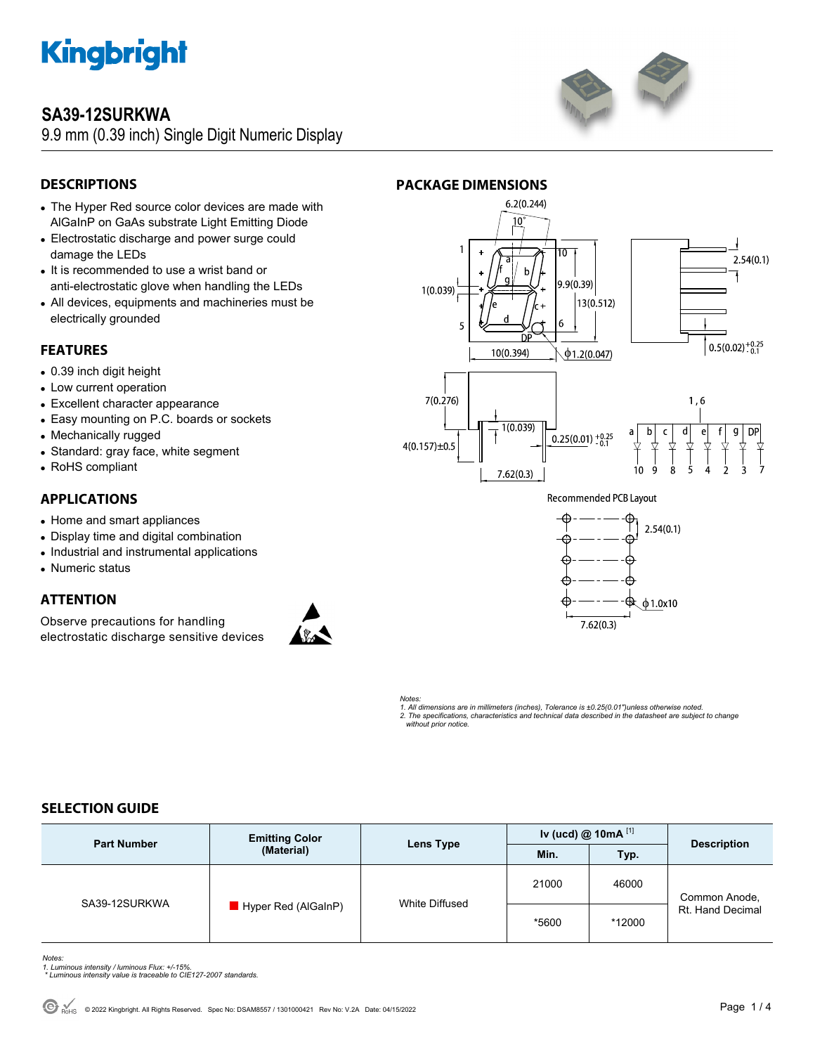# Kingbright

## SA39-12SURKWA

9.9 mm (0.39 inch) Single Digit Numeric Display

## DESCRIPTIONS

- The Hyper Red source color devices are made with AlGaInP on GaAs substrate Light Emitting Diode
- Electrostatic discharge and power surge could damage the LEDs
- It is recommended to use a wrist band or anti-electrostatic glove when handling the LEDs
- All devices, equipments and machineries must be electrically grounded

## FEATURES

- 0.39 inch digit height
- Low current operation
- Excellent character appearance
- Easy mounting on P.C. boards or sockets
- Mechanically rugged
- Standard: gray face, white segment
- RoHS compliant

## APPLICATIONS

- Home and smart appliances
- Display time and digital combination
- Industrial and instrumental applications
- Numeric status

## ATTENTION

Observe precautions for handling electrostatic discharge sensitive devices

## PACKAGE DIMENSIONS

Recommended PCB Layout

*Notes:*
*1. All dimensions are in millimeters (inches), Tolerance is ±0.25(0.01")unless otherwise noted.*
*2. The specifications, characteristics and technical data described in the datasheet are subject to change without prior notice.*

## SELECTION GUIDE

| Part Number | Emitting Color (Material) | Lens Type | Iv (ucd) @ 10mA [1] | | Description |
|---|---|---|---|---|---|
| | | | Min. | Typ. | |
| SA39-12SURKWA | Hyper Red (AlGaInP) | White Diffused | 21000 | 46000 | Common Anode, Rt. Hand Decimal |
| | | | *5600 | *12000 | |

*Notes:*
*1. Luminous intensity / luminous Flux: +/-15%.*
* Luminous intensity value is traceable to CIE127-2007 standards.*

© 2022 Kingbright. All Rights Reserved. Spec No: DSAM8557 / 1301000421 Rev No: V.2A Date: 04/15/2022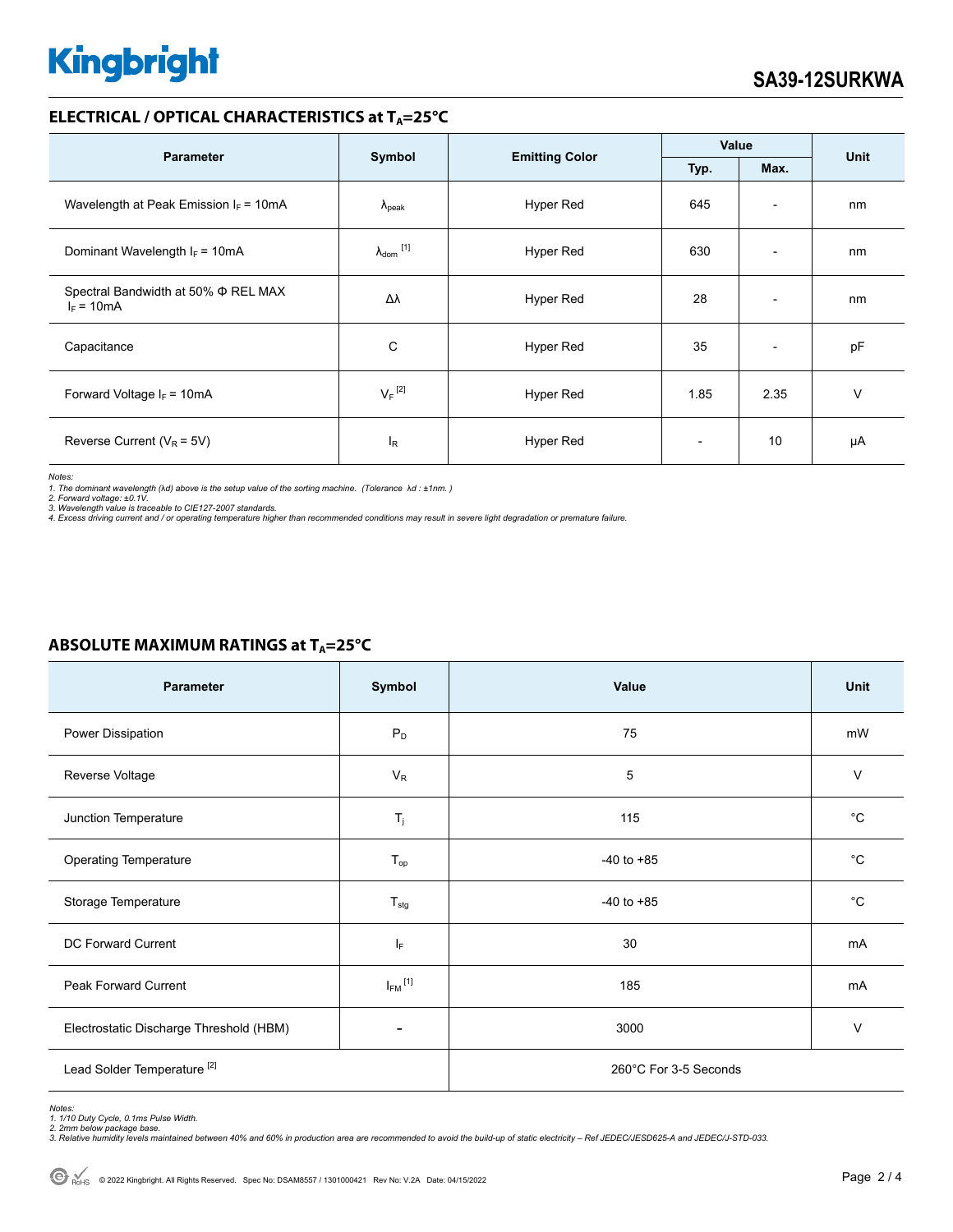## ELECTRICAL / OPTICAL CHARACTERISTICS at $T_A$=25°C

| Parameter | Symbol | Emitting Color | Value | | Unit |
|---|---|---|---|---|---|
| | | | Typ. | Max. | |
| Wavelength at Peak Emission $I_F$ = 10mA | $\lambda_{peak}$ | Hyper Red | 645 | - | nm |
| Dominant Wavelength $I_F$ = 10mA | $\lambda_{dom}$ [1] | Hyper Red | 630 | - | nm |
| Spectral Bandwidth at 50% Φ REL MAX $I_F$ = 10mA | Δλ | Hyper Red | 28 | - | nm |
| Capacitance | C | Hyper Red | 35 | - | pF |
| Forward Voltage $I_F$ = 10mA | $V_F$ [2] | Hyper Red | 1.85 | 2.35 | V |
| Reverse Current ($V_R$ = 5V) | $I_R$ | Hyper Red | - | 10 | μA |

*Notes:*
*1. The dominant wavelength (λd) above is the setup value of the sorting machine. (Tolerance λd : ±1nm. )*
*2. Forward voltage: ±0.1V.*
*3. Wavelength value is traceable to CIE127-2007 standards.*
*4. Excess driving current and / or operating temperature higher than recommended conditions may result in severe light degradation or premature failure.*

## ABSOLUTE MAXIMUM RATINGS at $T_A$=25°C

| Parameter | Symbol | Value | Unit |
|---|---|---|---|
| Power Dissipation | $P_D$ | 75 | mW |
| Reverse Voltage | $V_R$ | 5 | V |
| Junction Temperature | $T_j$ | 115 | °C |
| Operating Temperature | $T_{op}$ | -40 to +85 | °C |
| Storage Temperature | $T_{stg}$ | -40 to +85 | °C |
| DC Forward Current | $I_F$ | 30 | mA |
| Peak Forward Current | $I_{FM}$ [1] | 185 | mA |
| Electrostatic Discharge Threshold (HBM) | - | 3000 | V |
| Lead Solder Temperature [2] | | 260°C For 3-5 Seconds | |

*Notes:*
*1. 1/10 Duty Cycle, 0.1ms Pulse Width.*
*2. 2mm below package base.*
*3. Relative humidity levels maintained between 40% and 60% in production area are recommended to avoid the build-up of static electricity – Ref JEDEC/JESD625-A and JEDEC/J-STD-033.*

© 2022 Kingbright. All Rights Reserved. Spec No: DSAM8557 / 1301000421 Rev No: V.2A Date: 04/15/2022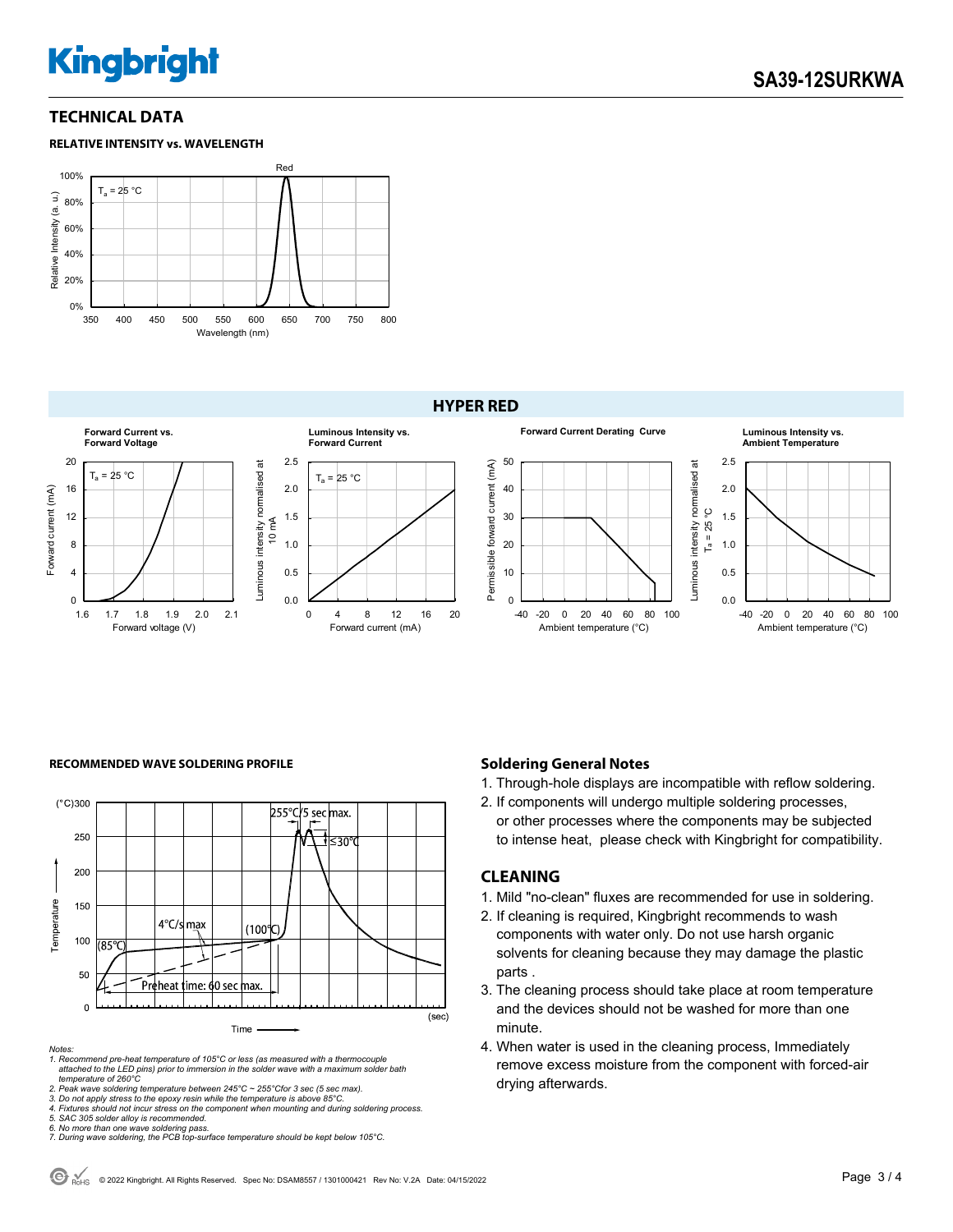## TECHNICAL DATA

### RELATIVE INTENSITY vs. WAVELENGTH

## HYPER RED

### RECOMMENDED WAVE SOLDERING PROFILE

*Notes:*

*1. Recommend pre-heat temperature of 105°C or less (as measured with a thermocouple attached to the LED pins) prior to immersion in the solder wave with a maximum solder bath temperature of 260°C*

*2. Peak wave soldering temperature between 245°C ~ 255°Cfor 3 sec (5 sec max).*

*3. Do not apply stress to the epoxy resin while the temperature is above 85°C.*

*4. Fixtures should not incur stress on the component when mounting and during soldering process.*

*5. SAC 305 solder alloy is recommended.*

*6. No more than one wave soldering pass.*

*7. During wave soldering, the PCB top-surface temperature should be kept below 105°C.*

### Soldering General Notes

1. Through-hole displays are incompatible with reflow soldering.
2. If components will undergo multiple soldering processes, or other processes where the components may be subjected to intense heat, please check with Kingbright for compatibility.

## CLEANING

1. Mild "no-clean" fluxes are recommended for use in soldering.
2. If cleaning is required, Kingbright recommends to wash components with water only. Do not use harsh organic solvents for cleaning because they may damage the plastic parts .
3. The cleaning process should take place at room temperature and the devices should not be washed for more than one minute.
4. When water is used in the cleaning process, Immediately remove excess moisture from the component with forced-air drying afterwards.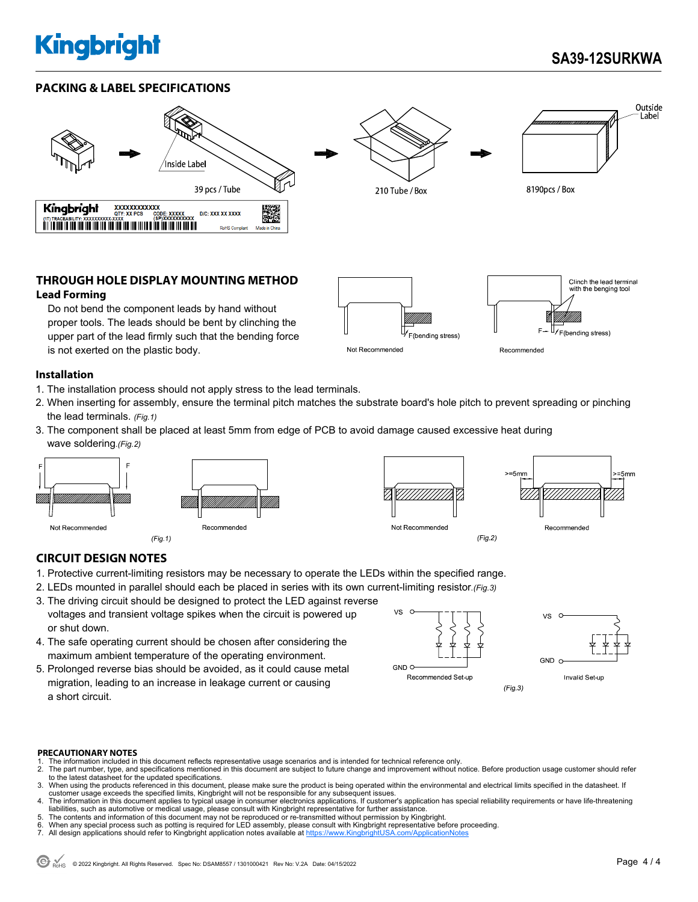## PACKING & LABEL SPECIFICATIONS

Inside Label

39 pcs / Tube

210 Tube / Box

8190pcs / Box

Outside Label

## THROUGH HOLE DISPLAY MOUNTING METHOD

### Lead Forming

Do not bend the component leads by hand without proper tools. The leads should be bent by clinching the upper part of the lead firmly such that the bending force is not exerted on the plastic body.

F(bending stress)

Not Recommended

Clinch the lead terminal with the benging tool

F(bending stress)

Recommended

### Installation

1. The installation process should not apply stress to the lead terminals.
2. When inserting for assembly, ensure the terminal pitch matches the substrate board's hole pitch to prevent spreading or pinching the lead terminals. *(Fig.1)*
3. The component shall be placed at least 5mm from edge of PCB to avoid damage caused excessive heat during wave soldering.*(Fig.2)*

Not Recommended

Recommended

*(Fig.1)*

Not Recommended

>=5mm

Recommended

*(Fig.2)*

## CIRCUIT DESIGN NOTES

1. Protective current-limiting resistors may be necessary to operate the LEDs within the specified range.
2. LEDs mounted in parallel should each be placed in series with its own current-limiting resistor.*(Fig.3)*
3. The driving circuit should be designed to protect the LED against reverse voltages and transient voltage spikes when the circuit is powered up or shut down.
4. The safe operating current should be chosen after considering the maximum ambient temperature of the operating environment.
5. Prolonged reverse bias should be avoided, as it could cause metal migration, leading to an increase in leakage current or causing a short circuit.

VS

GND

Recommended Set-up

VS

GND

Invalid Set-up

*(Fig.3)*

**PRECAUTIONARY NOTES**

1. The information included in this document reflects representative usage scenarios and is intended for technical reference only.
2. The part number, type, and specifications mentioned in this document are subject to future change and improvement without notice. Before production usage customer should refer to the latest datasheet for the updated specifications.
3. When using the products referenced in this document, please make sure the product is being operated within the environmental and electrical limits specified in the datasheet. If customer usage exceeds the specified limits, Kingbright will not be responsible for any subsequent issues.
4. The information in this document applies to typical usage in consumer electronics applications. If customer's application has special reliability requirements or have life-threatening liabilities, such as automotive or medical usage, please consult with Kingbright representative for further assistance.
5. The contents and information of this document may not be reproduced or re-transmitted without permission by Kingbright.
6. When any special process such as potting is required for LED assembly, please consult with Kingbright representative before proceeding.
7. All design applications should refer to Kingbright application notes available at https://www.KingbrightUSA.com/ApplicationNotes